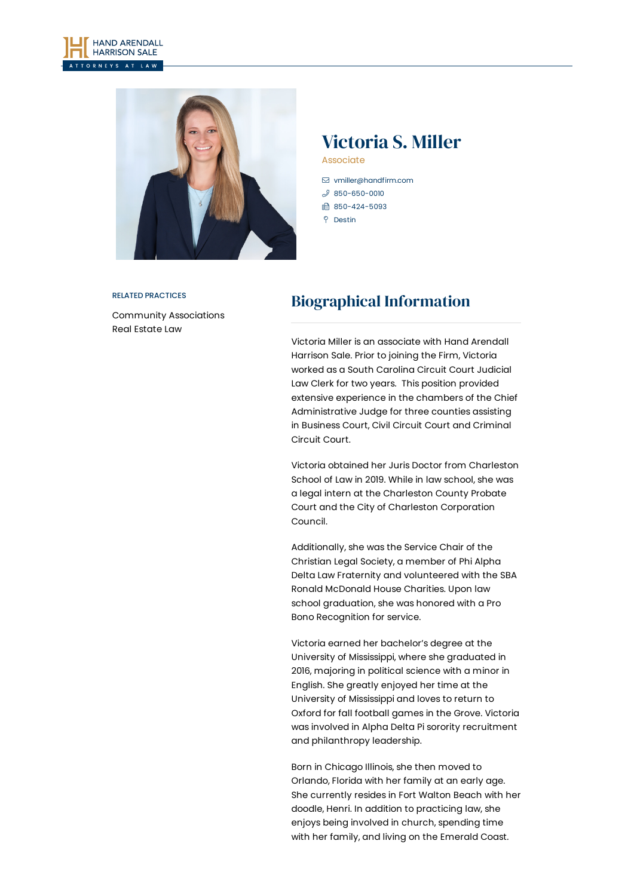HAND ARENDALL HARRISON SALE

ATTORNEYS AT LAW

# Victoria S. Miller

Associate

vmiller@handfirm.com

850-650-0010

850-424-5093

Destin

RELATED PRACTICES

Community Associations

Real Estate Law

## Biographical Information

Victoria Miller is an associate with Hand Arendall Harrison Sale. Prior to joining the Firm, Victoria worked as a South Carolina Circuit Court Judicial Law Clerk for two years. This position provided extensive experience in the chambers of the Chief Administrative Judge for three counties assisting in Business Court, Civil Circuit Court and Criminal Circuit Court.

Victoria obtained her Juris Doctor from Charleston School of Law in 2019. While in law school, she was a legal intern at the Charleston County Probate Court and the City of Charleston Corporation Council.

Additionally, she was the Service Chair of the Christian Legal Society, a member of Phi Alpha Delta Law Fraternity and volunteered with the SBA Ronald McDonald House Charities. Upon law school graduation, she was honored with a Pro Bono Recognition for service.

Victoria earned her bachelor's degree at the University of Mississippi, where she graduated in 2016, majoring in political science with a minor in English. She greatly enjoyed her time at the University of Mississippi and loves to return to Oxford for fall football games in the Grove. Victoria was involved in Alpha Delta Pi sorority recruitment and philanthropy leadership.

Born in Chicago Illinois, she then moved to Orlando, Florida with her family at an early age. She currently resides in Fort Walton Beach with her doodle, Henri. In addition to practicing law, she enjoys being involved in church, spending time with her family, and living on the Emerald Coast.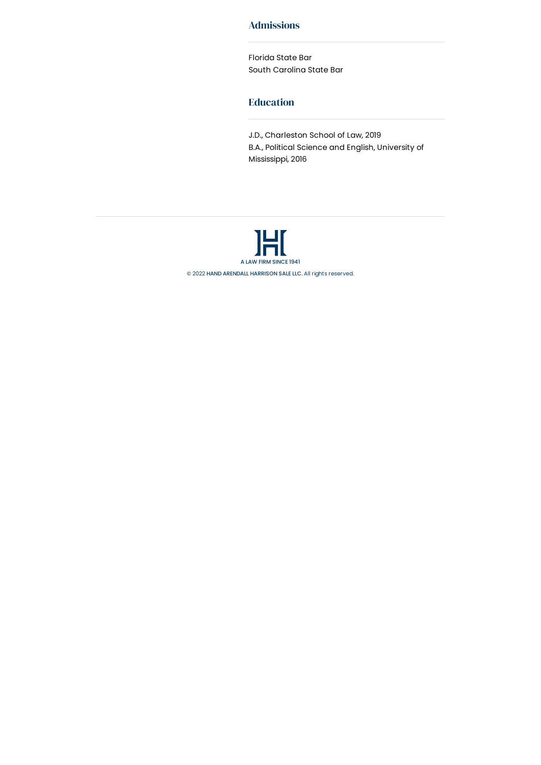## Admissions

Florida State Bar
South Carolina State Bar

## Education

J.D., Charleston School of Law, 2019
B.A., Political Science and English, University of Mississippi, 2016

A LAW FIRM SINCE 1941

© 2022 HAND ARENDALL HARRISON SALE LLC. All rights reserved.